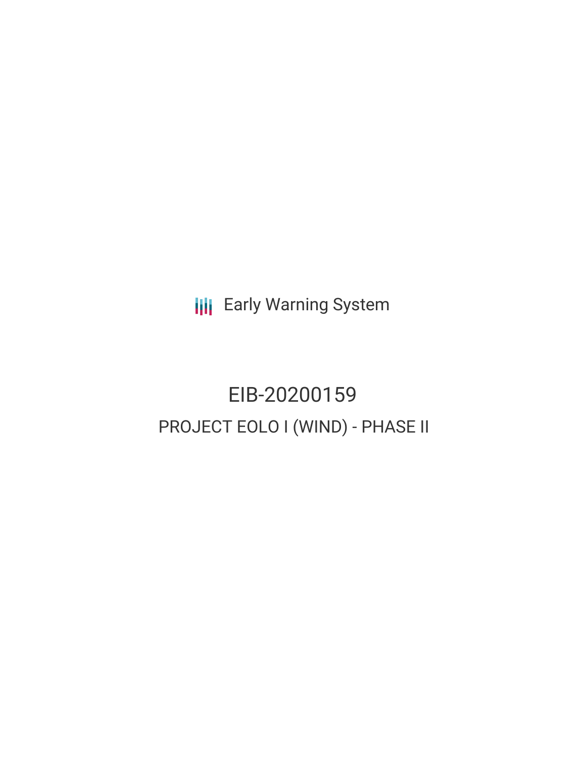Early Warning System

# EIB-20200159

## PROJECT EOLO I (WIND) - PHASE II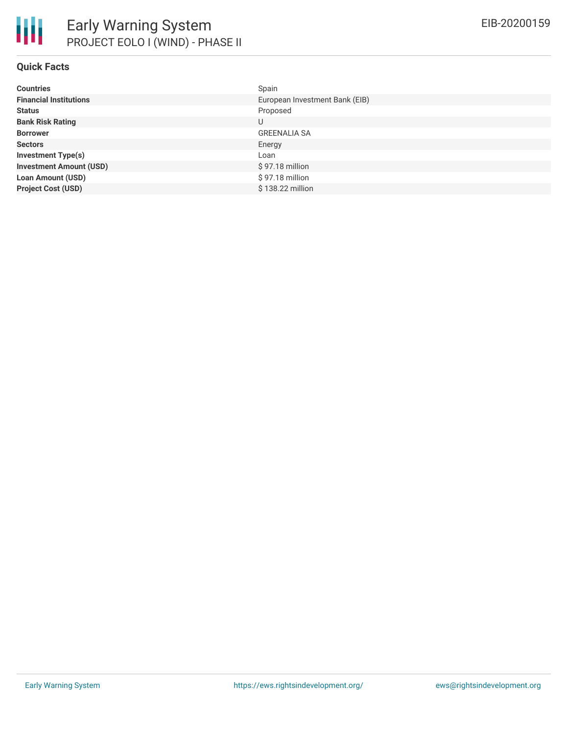# Early Warning System

## PROJECT EOLO I (WIND) - PHASE II

EIB-20200159

### Quick Facts

| | |
|---|---|
| **Countries** | Spain |
| **Financial Institutions** | European Investment Bank (EIB) |
| **Status** | Proposed |
| **Bank Risk Rating** | U |
| **Borrower** | GREENALIA SA |
| **Sectors** | Energy |
| **Investment Type(s)** | Loan |
| **Investment Amount (USD)** | $ 97.18 million |
| **Loan Amount (USD)** | $ 97.18 million |
| **Project Cost (USD)** | $ 138.22 million |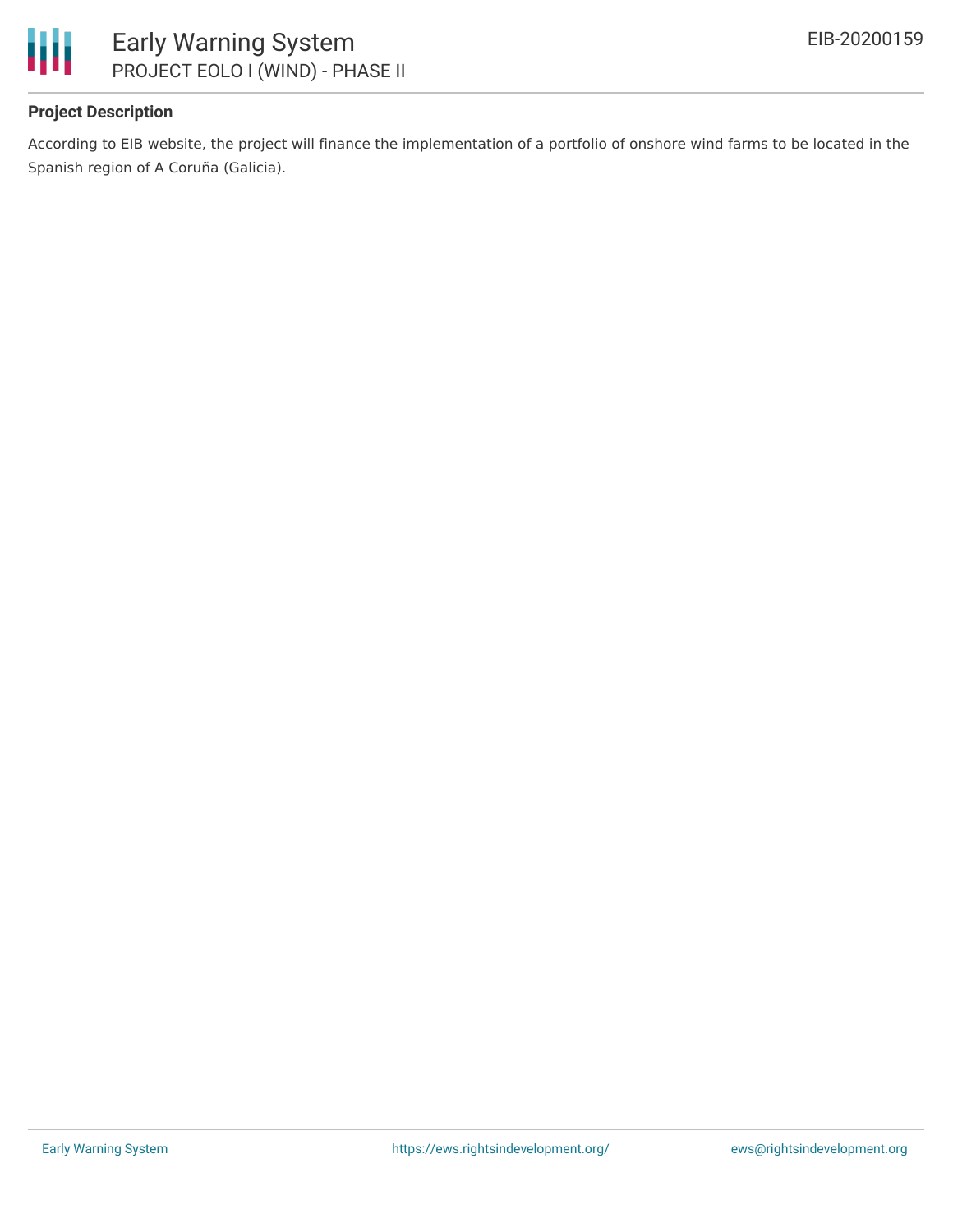### Project Description

According to EIB website, the project will finance the implementation of a portfolio of onshore wind farms to be located in the Spanish region of A Coruña (Galicia).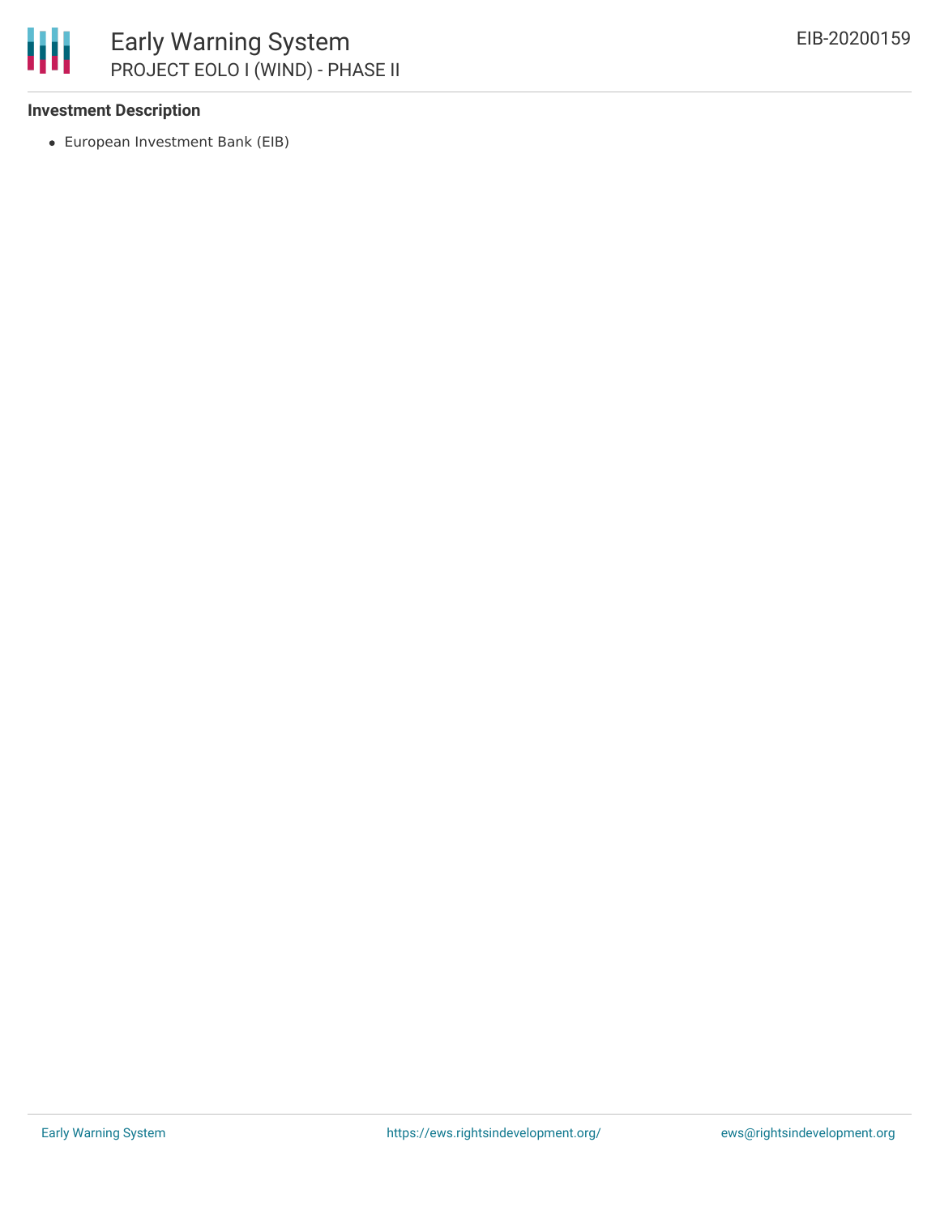**Investment Description**

- European Investment Bank (EIB)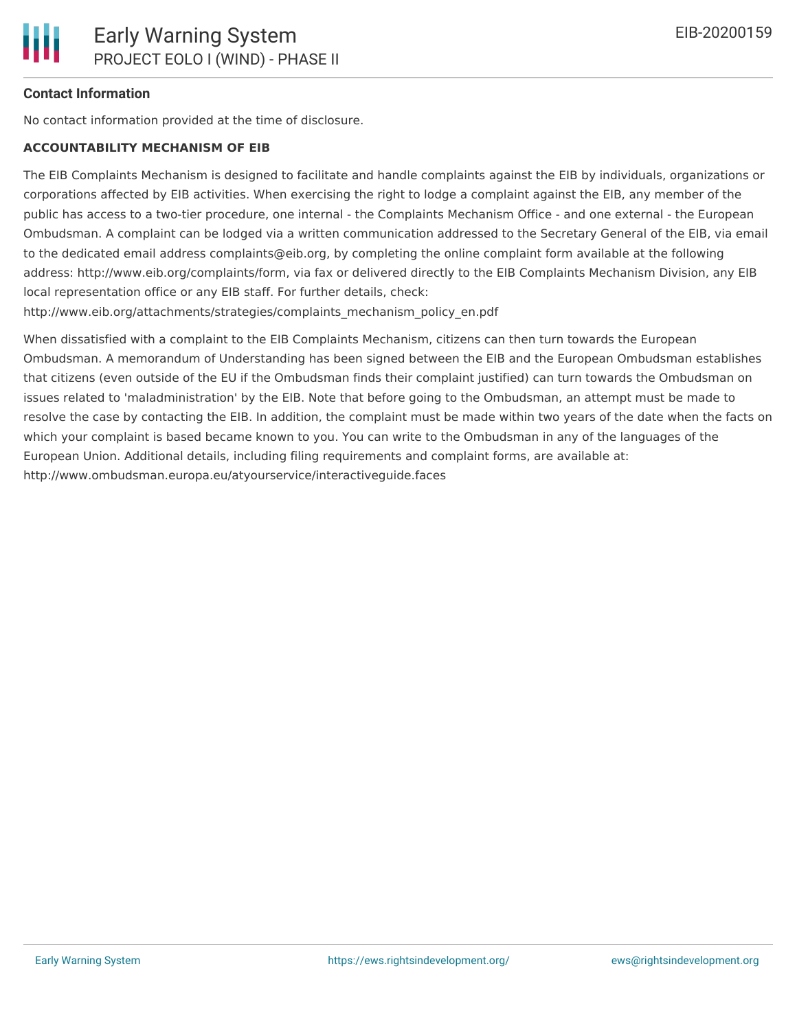**Contact Information**

No contact information provided at the time of disclosure.

**ACCOUNTABILITY MECHANISM OF EIB**

The EIB Complaints Mechanism is designed to facilitate and handle complaints against the EIB by individuals, organizations or corporations affected by EIB activities. When exercising the right to lodge a complaint against the EIB, any member of the public has access to a two-tier procedure, one internal - the Complaints Mechanism Office - and one external - the European Ombudsman. A complaint can be lodged via a written communication addressed to the Secretary General of the EIB, via email to the dedicated email address complaints@eib.org, by completing the online complaint form available at the following address: http://www.eib.org/complaints/form, via fax or delivered directly to the EIB Complaints Mechanism Division, any EIB local representation office or any EIB staff. For further details, check: http://www.eib.org/attachments/strategies/complaints_mechanism_policy_en.pdf

When dissatisfied with a complaint to the EIB Complaints Mechanism, citizens can then turn towards the European Ombudsman. A memorandum of Understanding has been signed between the EIB and the European Ombudsman establishes that citizens (even outside of the EU if the Ombudsman finds their complaint justified) can turn towards the Ombudsman on issues related to 'maladministration' by the EIB. Note that before going to the Ombudsman, an attempt must be made to resolve the case by contacting the EIB. In addition, the complaint must be made within two years of the date when the facts on which your complaint is based became known to you. You can write to the Ombudsman in any of the languages of the European Union. Additional details, including filing requirements and complaint forms, are available at: http://www.ombudsman.europa.eu/atyourservice/interactiveguide.faces